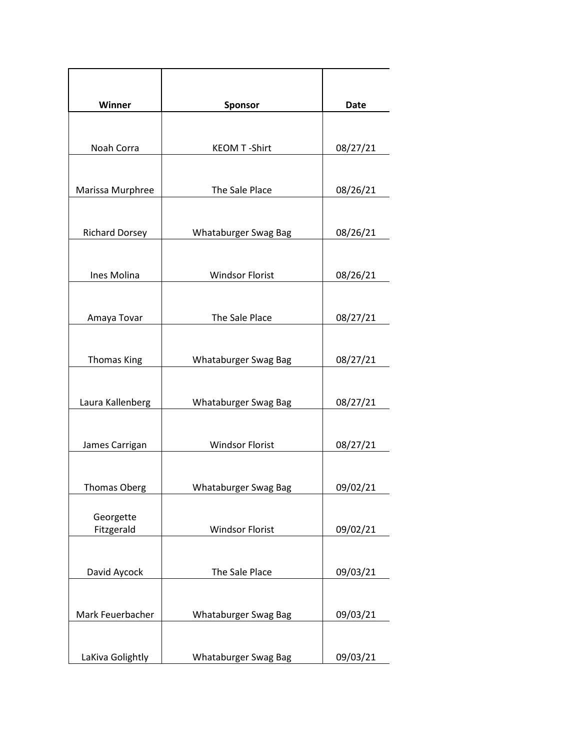| Winner | Sponsor | Date |
| --- | --- | --- |
| Noah Corra | KEOM T -Shirt | 08/27/21 |
| Marissa Murphree | The Sale Place | 08/26/21 |
| Richard Dorsey | Whataburger Swag Bag | 08/26/21 |
| Ines Molina | Windsor Florist | 08/26/21 |
| Amaya Tovar | The Sale Place | 08/27/21 |
| Thomas King | Whataburger Swag Bag | 08/27/21 |
| Laura Kallenberg | Whataburger Swag Bag | 08/27/21 |
| James Carrigan | Windsor Florist | 08/27/21 |
| Thomas Oberg | Whataburger Swag Bag | 09/02/21 |
| Georgette Fitzgerald | Windsor Florist | 09/02/21 |
| David Aycock | The Sale Place | 09/03/21 |
| Mark Feuerbacher | Whataburger Swag Bag | 09/03/21 |
| LaKiva Golightly | Whataburger Swag Bag | 09/03/21 |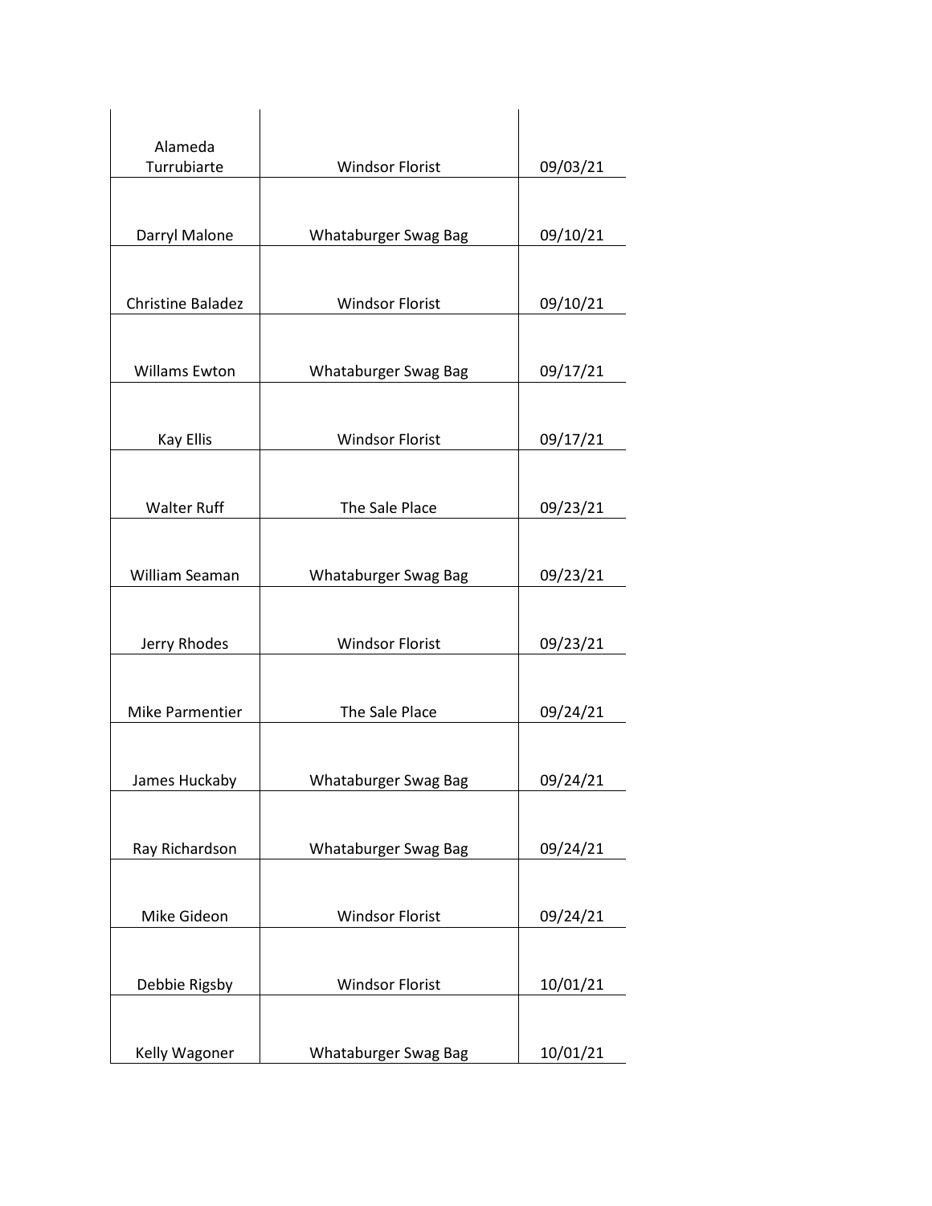| | | |
|---|---|---|
| Alameda Turrubiarte | Windsor Florist | 09/03/21 |
| Darryl Malone | Whataburger Swag Bag | 09/10/21 |
| Christine Baladez | Windsor Florist | 09/10/21 |
| Willams Ewton | Whataburger Swag Bag | 09/17/21 |
| Kay Ellis | Windsor Florist | 09/17/21 |
| Walter Ruff | The Sale Place | 09/23/21 |
| William Seaman | Whataburger Swag Bag | 09/23/21 |
| Jerry Rhodes | Windsor Florist | 09/23/21 |
| Mike Parmentier | The Sale Place | 09/24/21 |
| James Huckaby | Whataburger Swag Bag | 09/24/21 |
| Ray Richardson | Whataburger Swag Bag | 09/24/21 |
| Mike Gideon | Windsor Florist | 09/24/21 |
| Debbie Rigsby | Windsor Florist | 10/01/21 |
| Kelly Wagoner | Whataburger Swag Bag | 10/01/21 |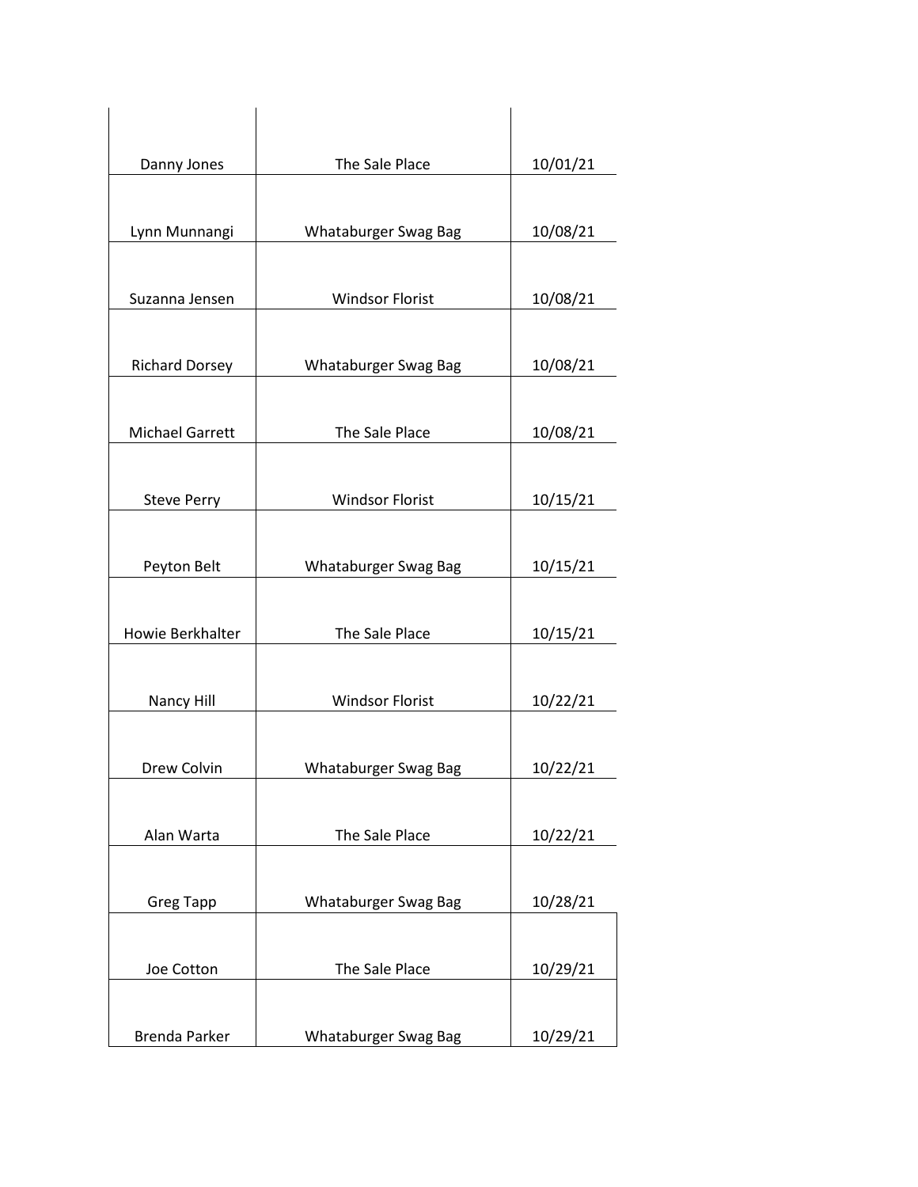| | | |
|---|---|---|
| Danny Jones | The Sale Place | 10/01/21 |
| Lynn Munnangi | Whataburger Swag Bag | 10/08/21 |
| Suzanna Jensen | Windsor Florist | 10/08/21 |
| Richard Dorsey | Whataburger Swag Bag | 10/08/21 |
| Michael Garrett | The Sale Place | 10/08/21 |
| Steve Perry | Windsor Florist | 10/15/21 |
| Peyton Belt | Whataburger Swag Bag | 10/15/21 |
| Howie Berkhalter | The Sale Place | 10/15/21 |
| Nancy Hill | Windsor Florist | 10/22/21 |
| Drew Colvin | Whataburger Swag Bag | 10/22/21 |
| Alan Warta | The Sale Place | 10/22/21 |
| Greg Tapp | Whataburger Swag Bag | 10/28/21 |
| Joe Cotton | The Sale Place | 10/29/21 |
| Brenda Parker | Whataburger Swag Bag | 10/29/21 |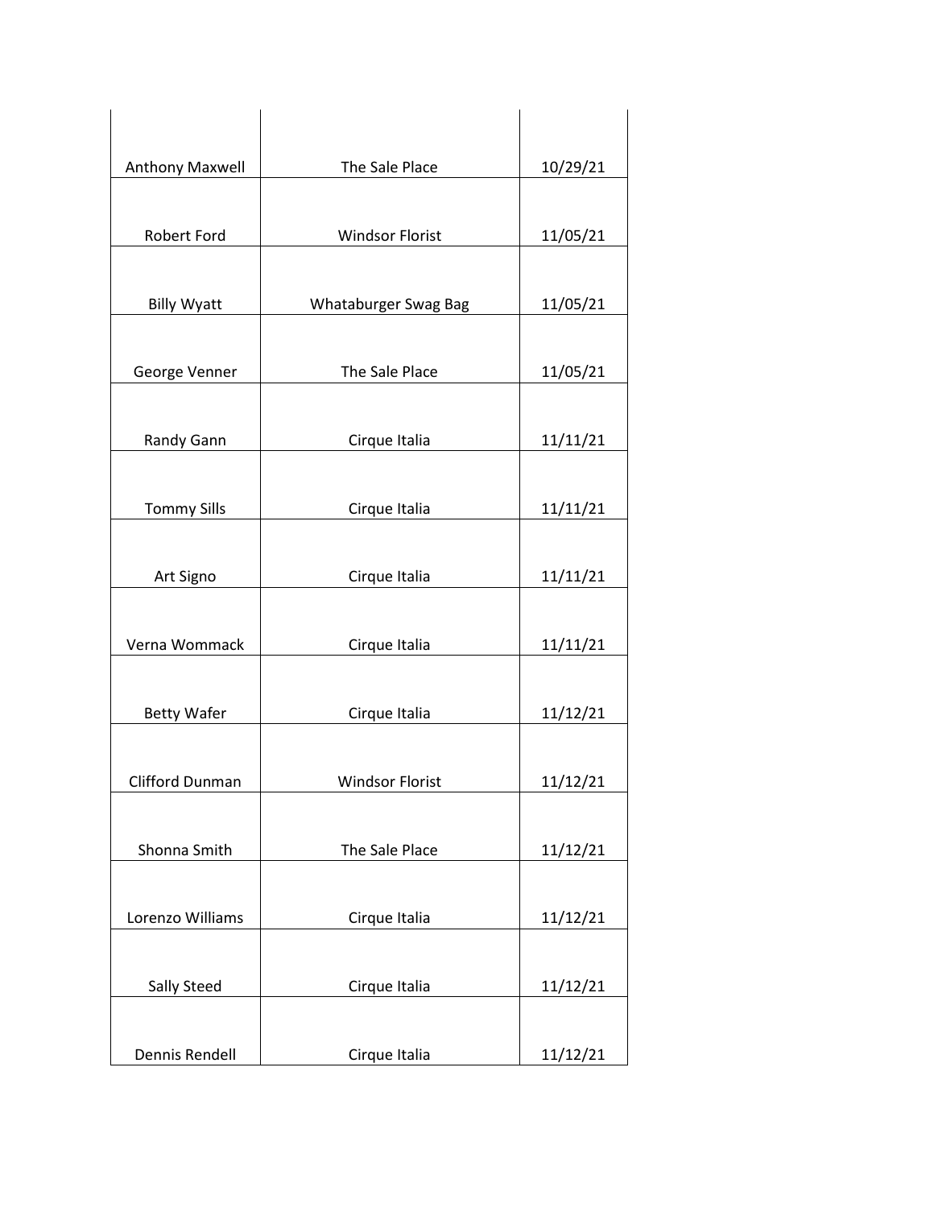| | | |
|---|---|---|
| Anthony Maxwell | The Sale Place | 10/29/21 |
| Robert Ford | Windsor Florist | 11/05/21 |
| Billy Wyatt | Whataburger Swag Bag | 11/05/21 |
| George Venner | The Sale Place | 11/05/21 |
| Randy Gann | Cirque Italia | 11/11/21 |
| Tommy Sills | Cirque Italia | 11/11/21 |
| Art Signo | Cirque Italia | 11/11/21 |
| Verna Wommack | Cirque Italia | 11/11/21 |
| Betty Wafer | Cirque Italia | 11/12/21 |
| Clifford Dunman | Windsor Florist | 11/12/21 |
| Shonna Smith | The Sale Place | 11/12/21 |
| Lorenzo Williams | Cirque Italia | 11/12/21 |
| Sally Steed | Cirque Italia | 11/12/21 |
| Dennis Rendell | Cirque Italia | 11/12/21 |